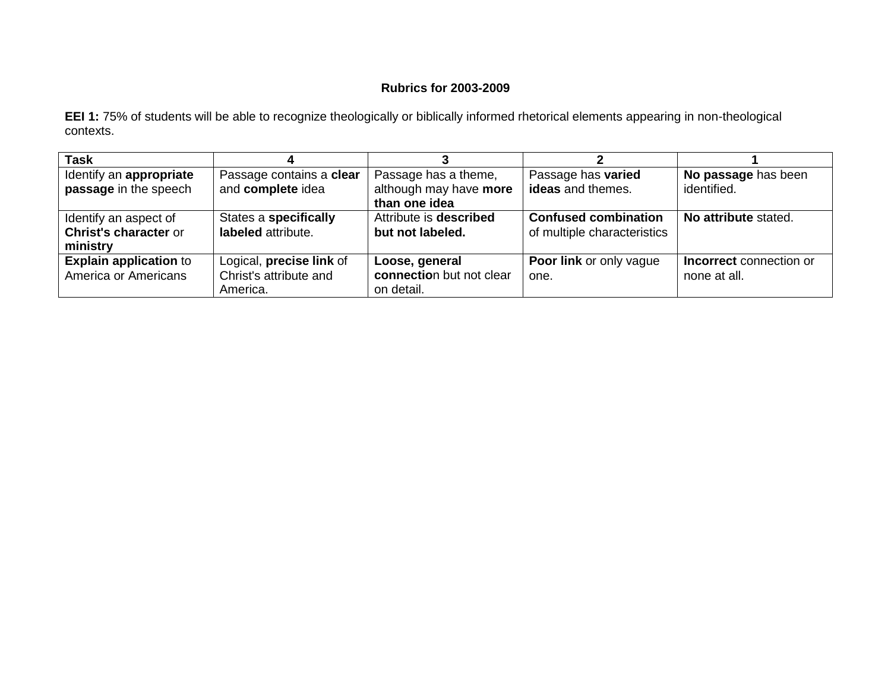# Rubrics for 2003-2009

**EEI 1:** 75% of students will be able to recognize theologically or biblically informed rhetorical elements appearing in non-theological contexts.

| Task | 4 | 3 | 2 | 1 |
|---|---|---|---|---|
| Identify an **appropriate passage** in the speech | Passage contains a **clear** and **complete** idea | Passage has a theme, although may have **more than one idea** | Passage has **varied ideas** and themes. | **No passage** has been identified. |
| Identify an aspect of **Christ's character** or **ministry** | States a **specifically labeled** attribute. | Attribute is **described but not labeled.** | **Confused combination** of multiple characteristics | **No attribute** stated. |
| **Explain application** to America or Americans | Logical, **precise link** of Christ's attribute and America. | **Loose, general connectio**n but not clear on detail. | **Poor link** or only vague one. | **Incorrect** connection or none at all. |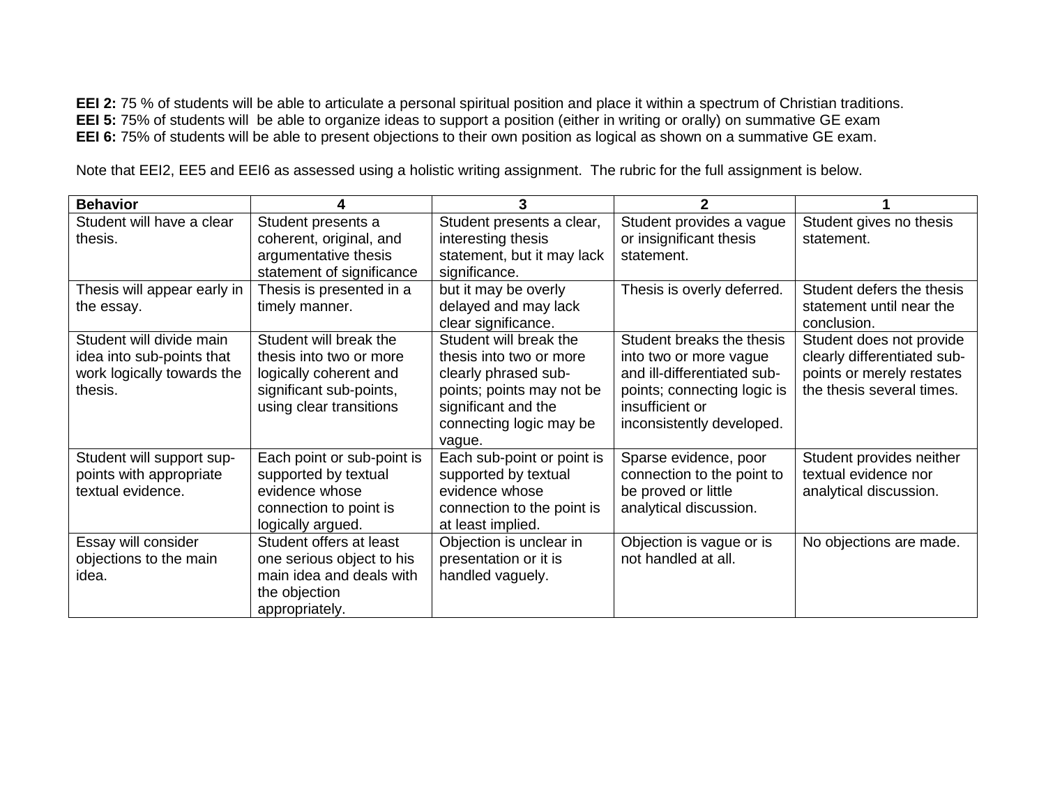**EEI 2:** 75 % of students will be able to articulate a personal spiritual position and place it within a spectrum of Christian traditions.
**EEI 5:** 75% of students will  be able to organize ideas to support a position (either in writing or orally) on summative GE exam
**EEI 6:** 75% of students will be able to present objections to their own position as logical as shown on a summative GE exam.

Note that EEI2, EE5 and EEI6 as assessed using a holistic writing assignment.  The rubric for the full assignment is below.

| **Behavior** | **4** | **3** | **2** | **1** |
|---|---|---|---|---|
| Student will have a clear thesis. | Student presents a coherent, original, and argumentative thesis statement of significance | Student presents a clear, interesting thesis statement, but it may lack significance. | Student provides a vague or insignificant thesis statement. | Student gives no thesis statement. |
| Thesis will appear early in the essay. | Thesis is presented in a timely manner. | but it may be overly delayed and may lack clear significance. | Thesis is overly deferred. | Student defers the thesis statement until near the conclusion. |
| Student will divide main idea into sub-points that work logically towards the thesis. | Student will break the thesis into two or more logically coherent and significant sub-points, using clear transitions | Student will break the thesis into two or more clearly phrased sub-points; points may not be significant and the connecting logic may be vague. | Student breaks the thesis into two or more vague and ill-differentiated sub-points; connecting logic is insufficient or inconsistently developed. | Student does not provide clearly differentiated sub-points or merely restates the thesis several times. |
| Student will support sup-points with appropriate textual evidence. | Each point or sub-point is supported by textual evidence whose connection to point is logically argued. | Each sub-point or point is supported by textual evidence whose connection to the point is at least implied. | Sparse evidence, poor connection to the point to be proved or little analytical discussion. | Student provides neither textual evidence nor analytical discussion. |
| Essay will consider objections to the main idea. | Student offers at least one serious object to his main idea and deals with the objection appropriately. | Objection is unclear in presentation or it is handled vaguely. | Objection is vague or is not handled at all. | No objections are made. |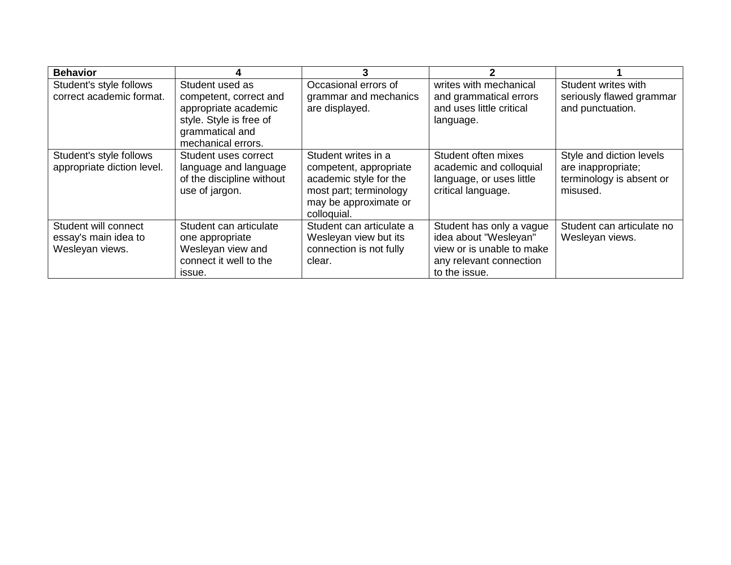| Behavior | 4 | 3 | 2 | 1 |
|---|---|---|---|---|
| Student's style follows correct academic format. | Student used as competent, correct and appropriate academic style. Style is free of grammatical and mechanical errors. | Occasional errors of grammar and mechanics are displayed. | writes with mechanical and grammatical errors and uses little critical language. | Student writes with seriously flawed grammar and punctuation. |
| Student's style follows appropriate diction level. | Student uses correct language and language of the discipline without use of jargon. | Student writes in a competent, appropriate academic style for the most part; terminology may be approximate or colloquial. | Student often mixes academic and colloquial language, or uses little critical language. | Style and diction levels are inappropriate; terminology is absent or misused. |
| Student will connect essay's main idea to Wesleyan views. | Student can articulate one appropriate Wesleyan view and connect it well to the issue. | Student can articulate a Wesleyan view but its connection is not fully clear. | Student has only a vague idea about "Wesleyan" view or is unable to make any relevant connection to the issue. | Student can articulate no Wesleyan views. |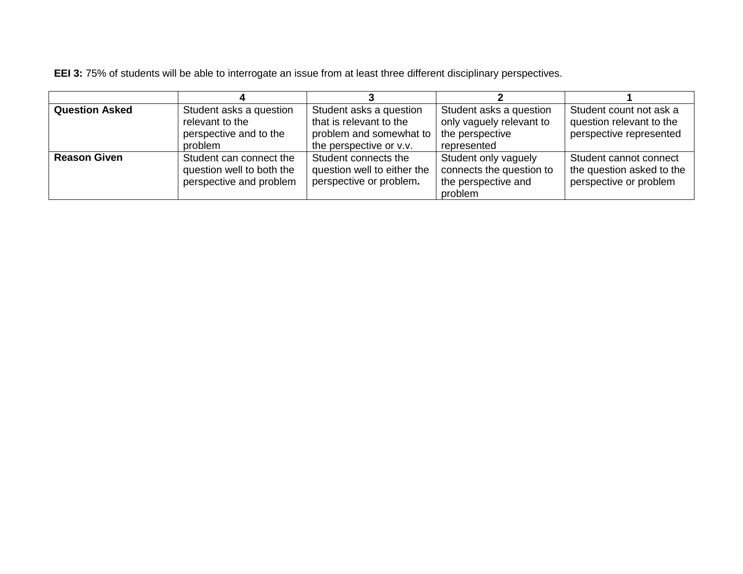**EEI 3:** 75% of students will be able to interrogate an issue from at least three different disciplinary perspectives.

| | 4 | 3 | 2 | 1 |
|---|---|---|---|---|
| **Question Asked** | Student asks a question relevant to the perspective and to the problem | Student asks a question that is relevant to the problem and somewhat to the perspective or v.v. | Student asks a question only vaguely relevant to the perspective represented | Student count not ask a question relevant to the perspective represented |
| **Reason Given** | Student can connect the question well to both the perspective and problem | Student connects the question well to either the perspective or problem**.** | Student only vaguely connects the question to the perspective and problem | Student cannot connect the question asked to the perspective or problem |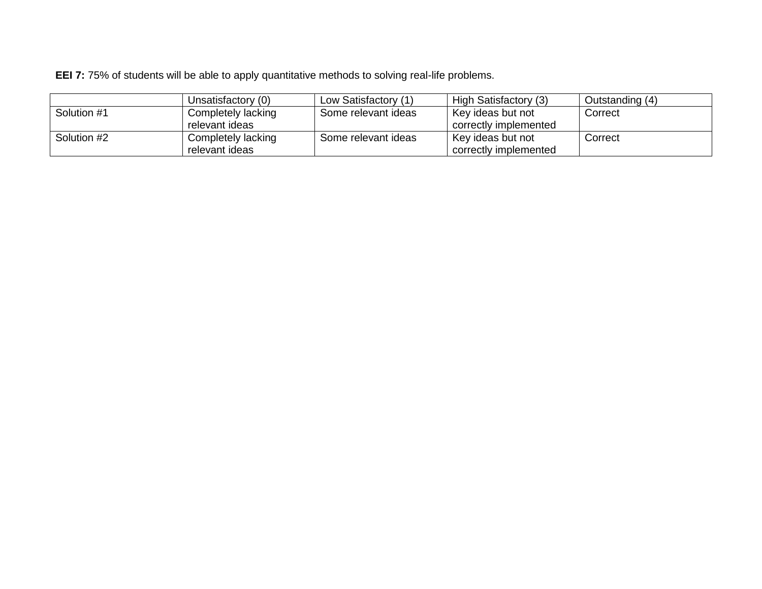**EEI 7:** 75% of students will be able to apply quantitative methods to solving real-life problems.

| | Unsatisfactory (0) | Low Satisfactory (1) | High Satisfactory (3) | Outstanding (4) |
|---|---|---|---|---|
| Solution #1 | Completely lacking relevant ideas | Some relevant ideas | Key ideas but not correctly implemented | Correct |
| Solution #2 | Completely lacking relevant ideas | Some relevant ideas | Key ideas but not correctly implemented | Correct |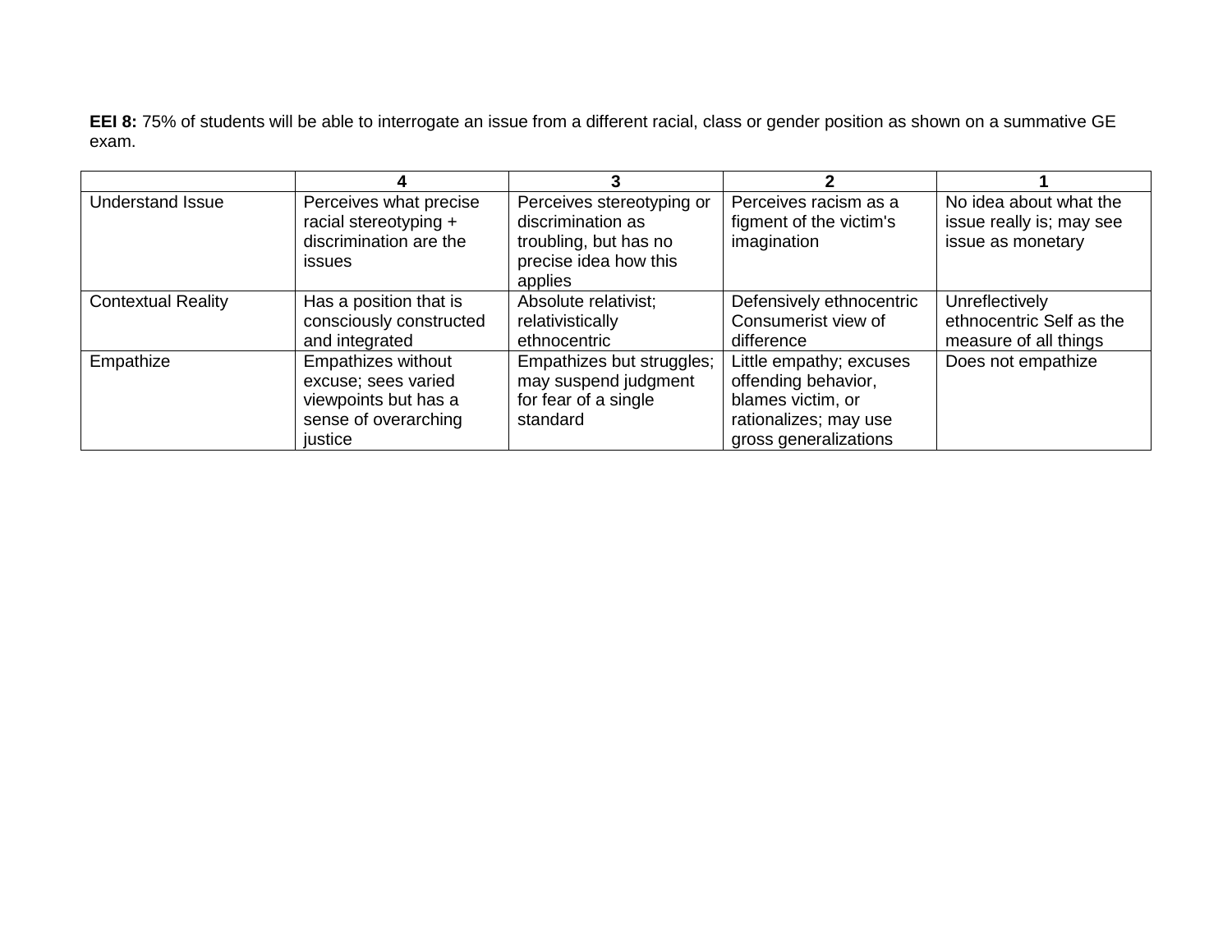**EEI 8:** 75% of students will be able to interrogate an issue from a different racial, class or gender position as shown on a summative GE exam.

| | 4 | 3 | 2 | 1 |
|---|---|---|---|---|
| Understand Issue | Perceives what precise racial stereotyping + discrimination are the issues | Perceives stereotyping or discrimination as troubling, but has no precise idea how this applies | Perceives racism as a figment of the victim's imagination | No idea about what the issue really is; may see issue as monetary |
| Contextual Reality | Has a position that is consciously constructed and integrated | Absolute relativist; relativistically ethnocentric | Defensively ethnocentric Consumerist view of difference | Unreflectively ethnocentric Self as the measure of all things |
| Empathize | Empathizes without excuse; sees varied viewpoints but has a sense of overarching justice | Empathizes but struggles; may suspend judgment for fear of a single standard | Little empathy; excuses offending behavior, blames victim, or rationalizes; may use gross generalizations | Does not empathize |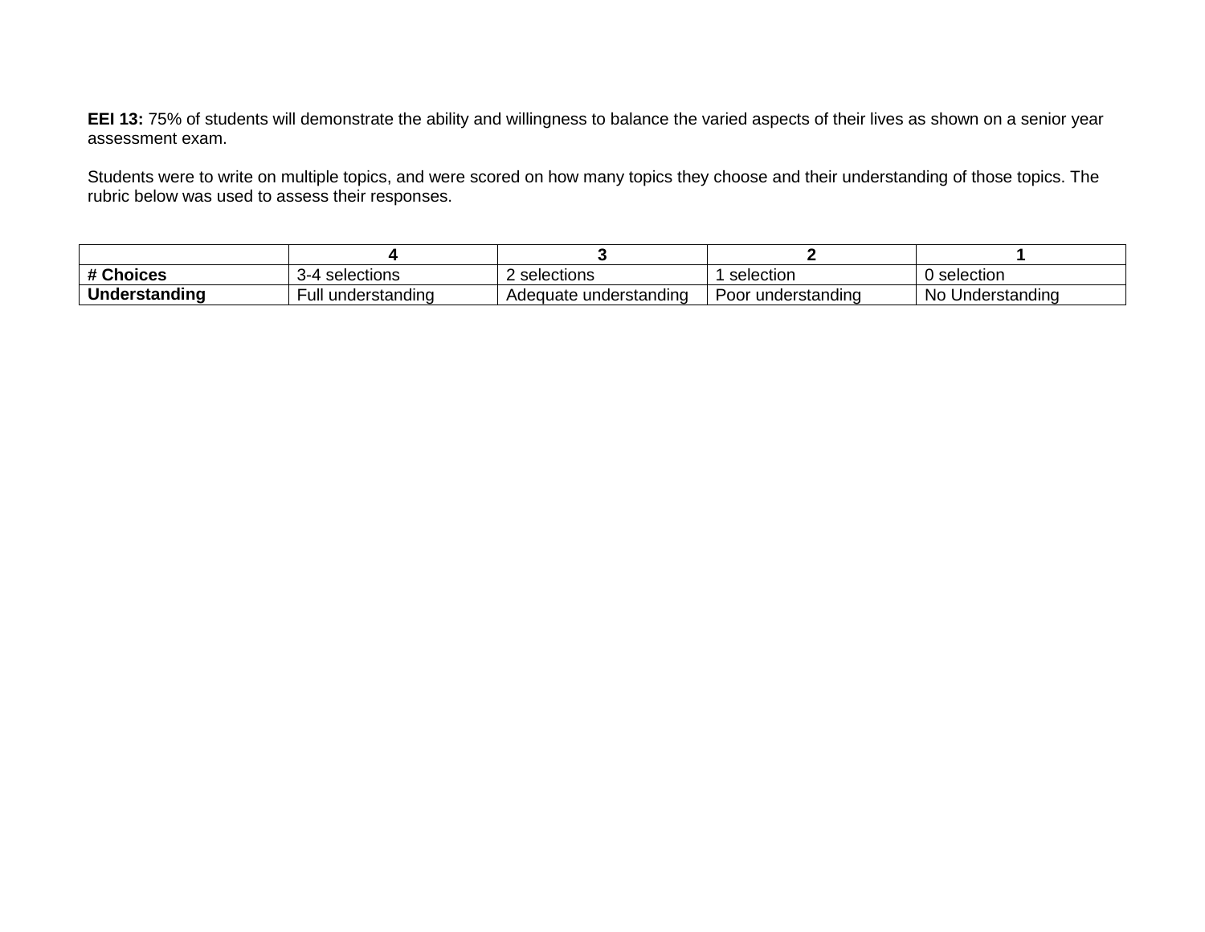**EEI 13:** 75% of students will demonstrate the ability and willingness to balance the varied aspects of their lives as shown on a senior year assessment exam.

Students were to write on multiple topics, and were scored on how many topics they choose and their understanding of those topics. The rubric below was used to assess their responses.

| | 4 | 3 | 2 | 1 |
|---|---|---|---|---|
| **# Choices** | 3-4 selections | 2 selections | 1 selection | 0 selection |
| **Understanding** | Full understanding | Adequate understanding | Poor understanding | No Understanding |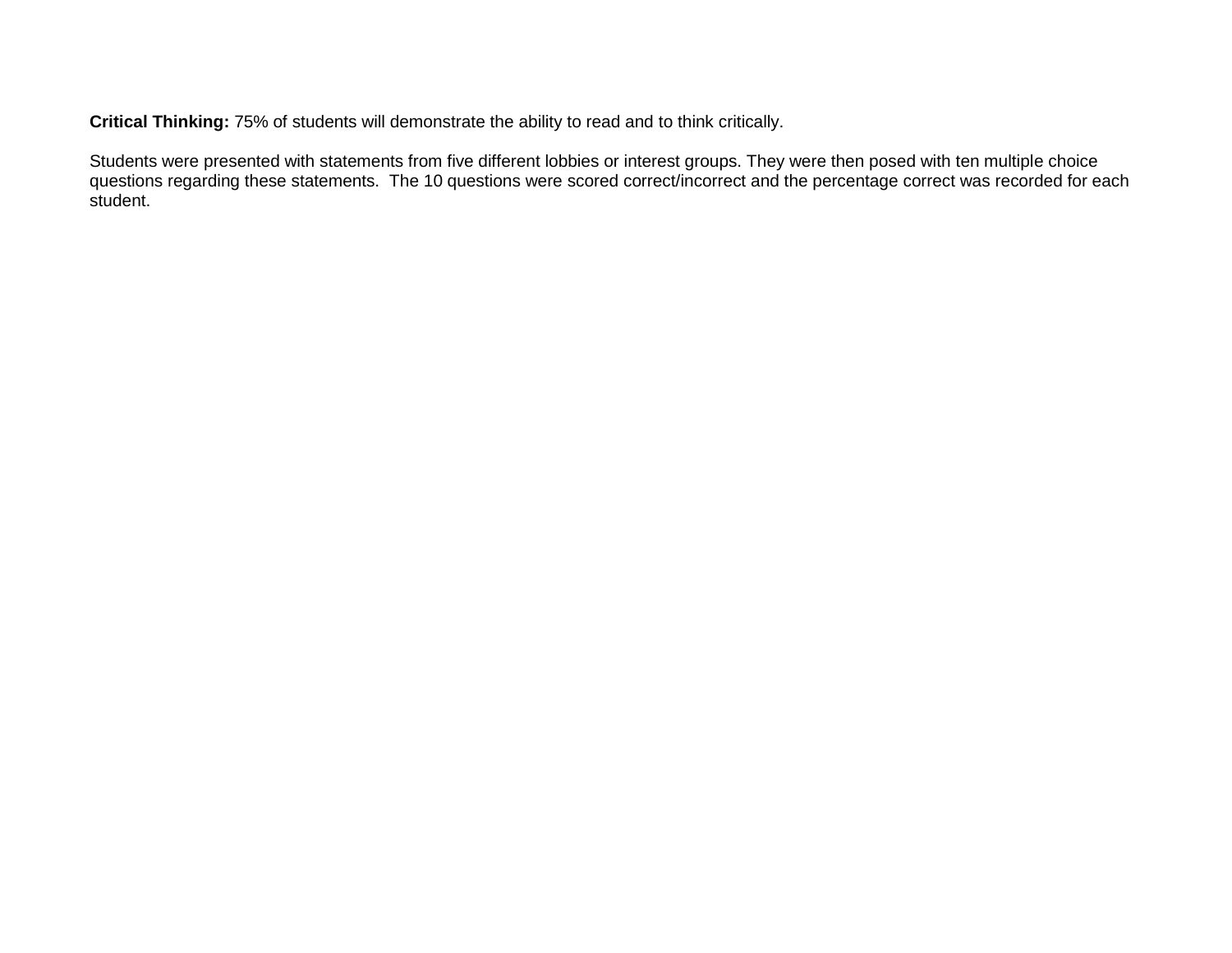**Critical Thinking:** 75% of students will demonstrate the ability to read and to think critically.

Students were presented with statements from five different lobbies or interest groups. They were then posed with ten multiple choice questions regarding these statements. The 10 questions were scored correct/incorrect and the percentage correct was recorded for each student.